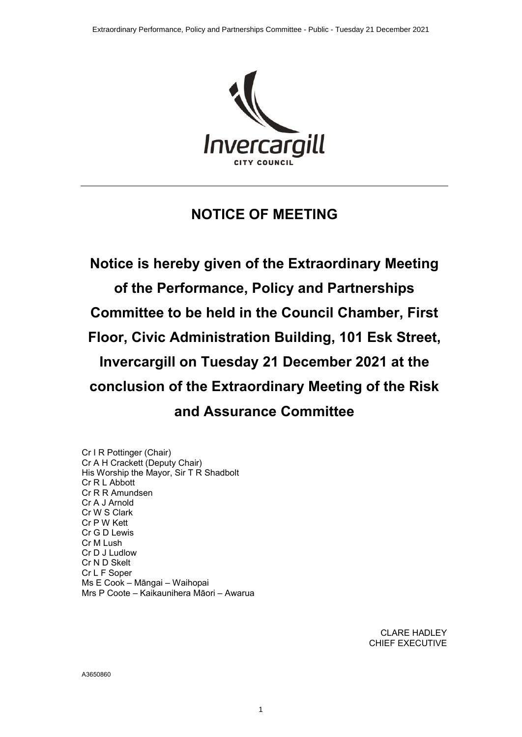# NOTICE OF MEETING

**Notice is hereby given of the Extraordinary Meeting of the Performance, Policy and Partnerships Committee to be held in the Council Chamber, First Floor, Civic Administration Building, 101 Esk Street, Invercargill on Tuesday 21 December 2021 at the conclusion of the Extraordinary Meeting of the Risk and Assurance Committee**

Cr I R Pottinger (Chair)
Cr A H Crackett (Deputy Chair)
His Worship the Mayor, Sir T R Shadbolt
Cr R L Abbott
Cr R R Amundsen
Cr A J Arnold
Cr W S Clark
Cr P W Kett
Cr G D Lewis
Cr M Lush
Cr D J Ludlow
Cr N D Skelt
Cr L F Soper
Ms E Cook – Māngai – Waihopai
Mrs P Coote – Kaikaunihera Māori – Awarua

CLARE HADLEY
CHIEF EXECUTIVE

A3650860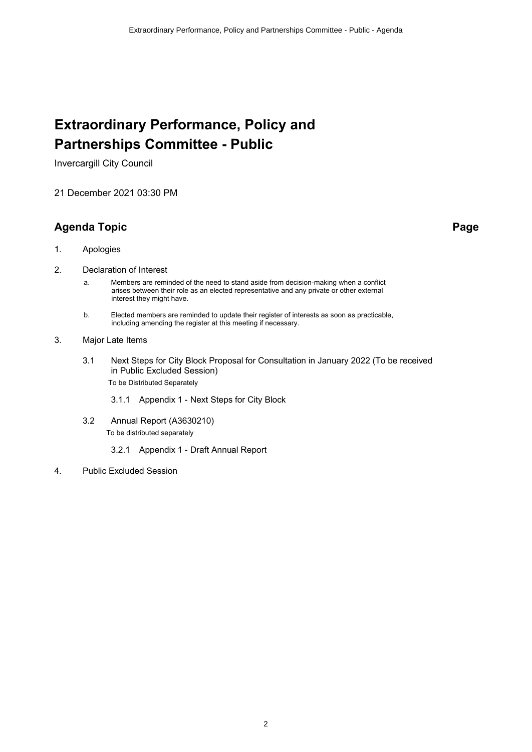# Extraordinary Performance, Policy and Partnerships Committee - Public

Invercargill City Council

21 December 2021 03:30 PM

## Agenda Topic | Page

1. Apologies

2. Declaration of Interest

   a. Members are reminded of the need to stand aside from decision-making when a conflict arises between their role as an elected representative and any private or other external interest they might have.

   b. Elected members are reminded to update their register of interests as soon as practicable, including amending the register at this meeting if necessary.

3. Major Late Items

   3.1 Next Steps for City Block Proposal for Consultation in January 2022 (To be received in Public Excluded Session)

   To be Distributed Separately

   3.1.1 Appendix 1 - Next Steps for City Block

   3.2 Annual Report (A3630210)

   To be distributed separately

   3.2.1 Appendix 1 - Draft Annual Report

4. Public Excluded Session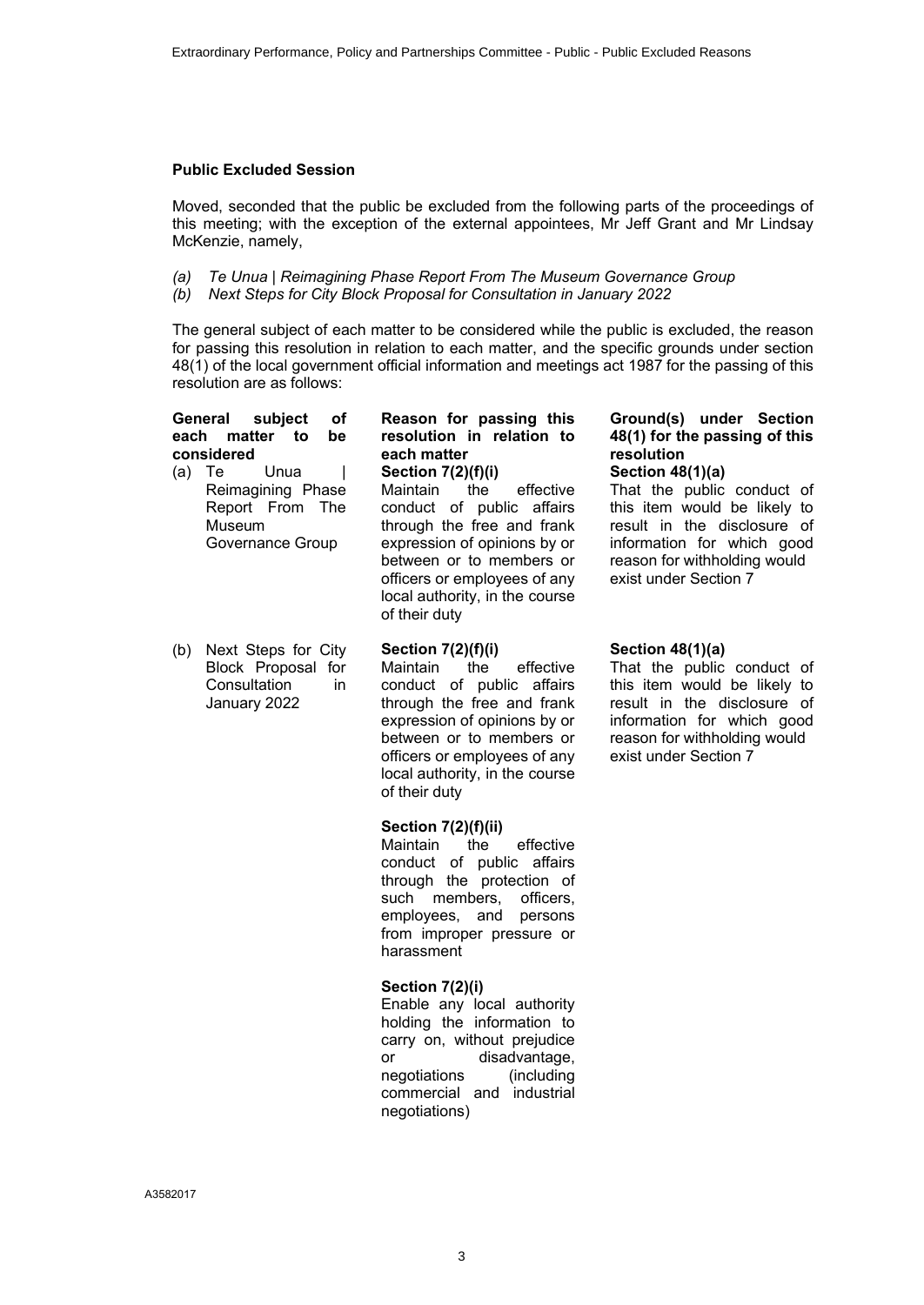**Public Excluded Session**

Moved, seconded that the public be excluded from the following parts of the proceedings of this meeting; with the exception of the external appointees, Mr Jeff Grant and Mr Lindsay McKenzie, namely,

*(a) Te Unua | Reimagining Phase Report From The Museum Governance Group*
*(b) Next Steps for City Block Proposal for Consultation in January 2022*

The general subject of each matter to be considered while the public is excluded, the reason for passing this resolution in relation to each matter, and the specific grounds under section 48(1) of the local government official information and meetings act 1987 for the passing of this resolution are as follows:

| **General subject of each matter to be considered** | **Reason for passing this resolution in relation to each matter** | **Ground(s) under Section 48(1) for the passing of this resolution** |
|---|---|---|
| (a) Te Unua \| Reimagining Phase Report From The Museum Governance Group | **Section 7(2)(f)(i)**<br>Maintain the effective conduct of public affairs through the free and frank expression of opinions by or between or to members or officers or employees of any local authority, in the course of their duty | **Section 48(1)(a)**<br>That the public conduct of this item would be likely to result in the disclosure of information for which good reason for withholding would exist under Section 7 |
| (b) Next Steps for City Block Proposal for Consultation in January 2022 | **Section 7(2)(f)(i)**<br>Maintain the effective conduct of public affairs through the free and frank expression of opinions by or between or to members or officers or employees of any local authority, in the course of their duty<br><br>**Section 7(2)(f)(ii)**<br>Maintain the effective conduct of public affairs through the protection of such members, officers, employees, and persons from improper pressure or harassment<br><br>**Section 7(2)(i)**<br>Enable any local authority holding the information to carry on, without prejudice or disadvantage, negotiations (including commercial and industrial negotiations) | **Section 48(1)(a)**<br>That the public conduct of this item would be likely to result in the disclosure of information for which good reason for withholding would exist under Section 7 |

A3582017